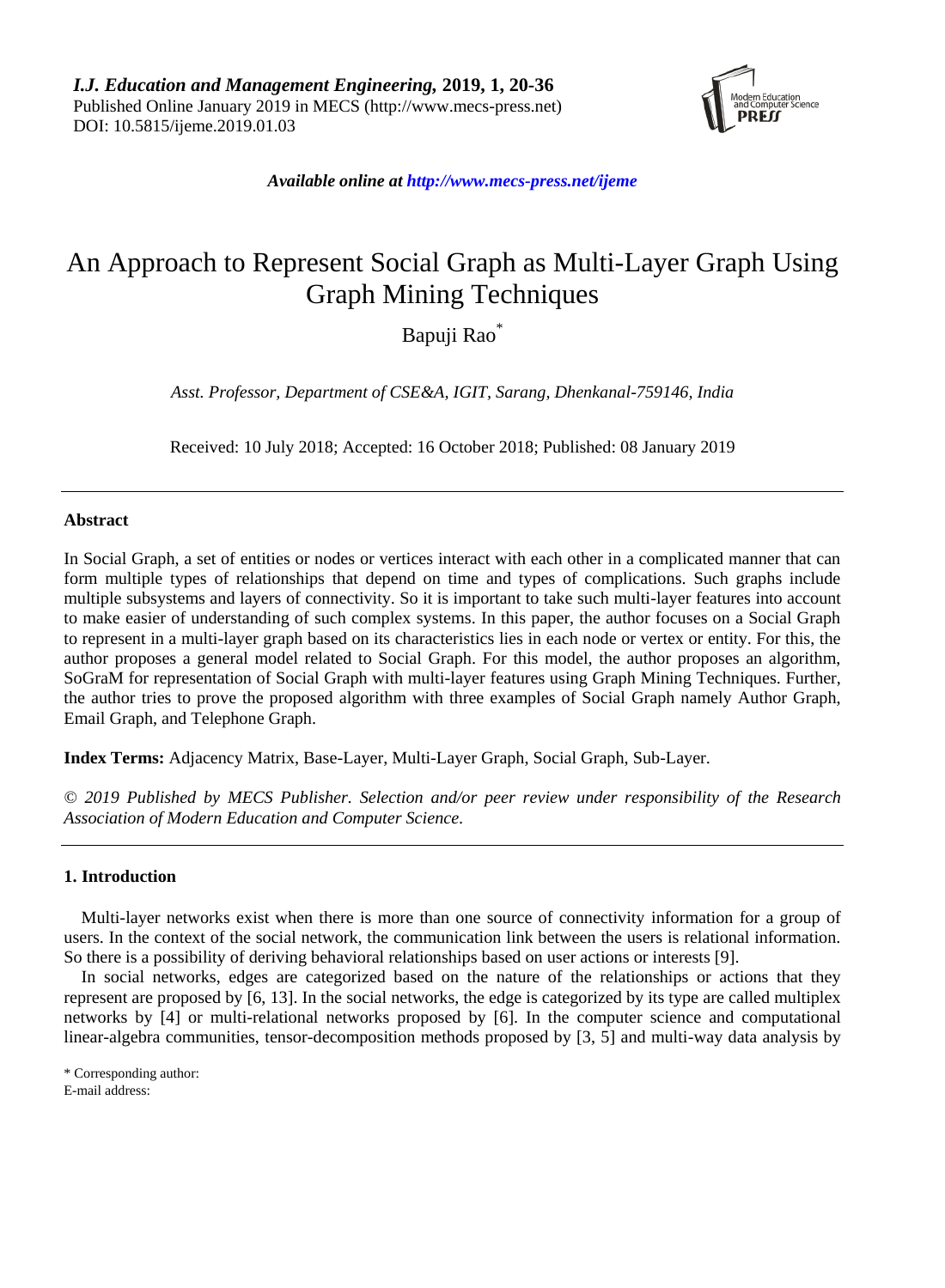*I.J. Education and Management Engineering,* **2019, 1, 20-36**
Published Online January 2019 in MECS (http://www.mecs-press.net)
DOI: 10.5815/ijeme.2019.01.03

***Available online at http://www.mecs-press.net/ijeme***

# An Approach to Represent Social Graph as Multi-Layer Graph Using Graph Mining Techniques

Bapuji Rao*

*Asst. Professor, Department of CSE&A, IGIT, Sarang, Dhenkanal-759146, India*

Received: 10 July 2018; Accepted: 16 October 2018; Published: 08 January 2019

---

## Abstract

In Social Graph, a set of entities or nodes or vertices interact with each other in a complicated manner that can form multiple types of relationships that depend on time and types of complications. Such graphs include multiple subsystems and layers of connectivity. So it is important to take such multi-layer features into account to make easier of understanding of such complex systems. In this paper, the author focuses on a Social Graph to represent in a multi-layer graph based on its characteristics lies in each node or vertex or entity. For this, the author proposes a general model related to Social Graph. For this model, the author proposes an algorithm, SoGraM for representation of Social Graph with multi-layer features using Graph Mining Techniques. Further, the author tries to prove the proposed algorithm with three examples of Social Graph namely Author Graph, Email Graph, and Telephone Graph.

**Index Terms:** Adjacency Matrix, Base-Layer, Multi-Layer Graph, Social Graph, Sub-Layer.

*© 2019 Published by MECS Publisher. Selection and/or peer review under responsibility of the Research Association of Modern Education and Computer Science.*

---

## 1. Introduction

Multi-layer networks exist when there is more than one source of connectivity information for a group of users. In the context of the social network, the communication link between the users is relational information. So there is a possibility of deriving behavioral relationships based on user actions or interests [9].

In social networks, edges are categorized based on the nature of the relationships or actions that they represent are proposed by [6, 13]. In the social networks, the edge is categorized by its type are called multiplex networks by [4] or multi-relational networks proposed by [6]. In the computer science and computational linear-algebra communities, tensor-decomposition methods proposed by [3, 5] and multi-way data analysis by

\* Corresponding author:
E-mail address: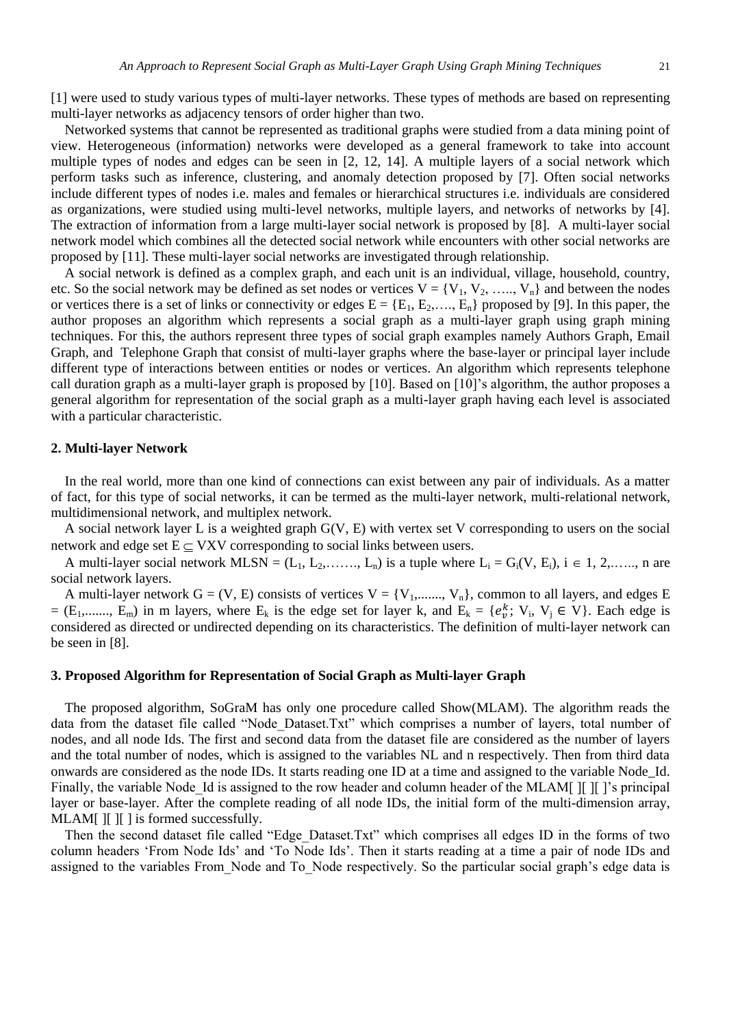[1] were used to study various types of multi-layer networks. These types of methods are based on representing multi-layer networks as adjacency tensors of order higher than two.

Networked systems that cannot be represented as traditional graphs were studied from a data mining point of view. Heterogeneous (information) networks were developed as a general framework to take into account multiple types of nodes and edges can be seen in [2, 12, 14]. A multiple layers of a social network which perform tasks such as inference, clustering, and anomaly detection proposed by [7]. Often social networks include different types of nodes i.e. males and females or hierarchical structures i.e. individuals are considered as organizations, were studied using multi-level networks, multiple layers, and networks of networks by [4]. The extraction of information from a large multi-layer social network is proposed by [8]. A multi-layer social network model which combines all the detected social network while encounters with other social networks are proposed by [11]. These multi-layer social networks are investigated through relationship.

A social network is defined as a complex graph, and each unit is an individual, village, household, country, etc. So the social network may be defined as set nodes or vertices $V = \{V_1, V_2, \ldots, V_n\}$ and between the nodes or vertices there is a set of links or connectivity or edges $E = \{E_1, E_2, \ldots, E_n\}$ proposed by [9]. In this paper, the author proposes an algorithm which represents a social graph as a multi-layer graph using graph mining techniques. For this, the authors represent three types of social graph examples namely Authors Graph, Email Graph, and Telephone Graph that consist of multi-layer graphs where the base-layer or principal layer include different type of interactions between entities or nodes or vertices. An algorithm which represents telephone call duration graph as a multi-layer graph is proposed by [10]. Based on [10]'s algorithm, the author proposes a general algorithm for representation of the social graph as a multi-layer graph having each level is associated with a particular characteristic.

## 2. Multi-layer Network

In the real world, more than one kind of connections can exist between any pair of individuals. As a matter of fact, for this type of social networks, it can be termed as the multi-layer network, multi-relational network, multidimensional network, and multiplex network.

A social network layer L is a weighted graph G(V, E) with vertex set V corresponding to users on the social network and edge set $E \subseteq V X V$ corresponding to social links between users.

A multi-layer social network $MLSN = (L_1, L_2, \ldots, L_n)$ is a tuple where $L_i = G_i(V, E_i)$, $i \in 1, 2, \ldots, n$ are social network layers.

A multi-layer network G = (V, E) consists of vertices $V = \{V_1, \ldots, V_n\}$, common to all layers, and edges $E = (E_1, \ldots, E_m)$ in m layers, where $E_k$ is the edge set for layer k, and $E_k = \{e_v^k;\ V_i,\ V_j \in V\}$. Each edge is considered as directed or undirected depending on its characteristics. The definition of multi-layer network can be seen in [8].

## 3. Proposed Algorithm for Representation of Social Graph as Multi-layer Graph

The proposed algorithm, SoGraM has only one procedure called Show(MLAM). The algorithm reads the data from the dataset file called "Node_Dataset.Txt" which comprises a number of layers, total number of nodes, and all node Ids. The first and second data from the dataset file are considered as the number of layers and the total number of nodes, which is assigned to the variables NL and n respectively. Then from third data onwards are considered as the node IDs. It starts reading one ID at a time and assigned to the variable Node_Id. Finally, the variable Node_Id is assigned to the row header and column header of the MLAM[ ][ ][ ]'s principal layer or base-layer. After the complete reading of all node IDs, the initial form of the multi-dimension array, MLAM[ ][ ][ ] is formed successfully.

Then the second dataset file called "Edge_Dataset.Txt" which comprises all edges ID in the forms of two column headers 'From Node Ids' and 'To Node Ids'. Then it starts reading at a time a pair of node IDs and assigned to the variables From_Node and To_Node respectively. So the particular social graph's edge data is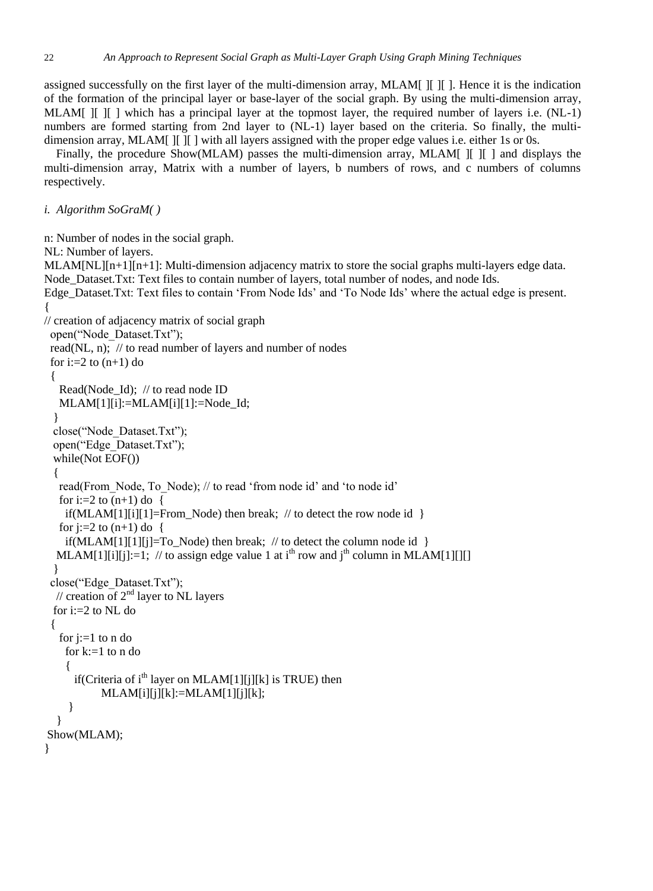assigned successfully on the first layer of the multi-dimension array, MLAM[ ][ ][ ]. Hence it is the indication of the formation of the principal layer or base-layer of the social graph. By using the multi-dimension array, MLAM[ ][ ][ ] which has a principal layer at the topmost layer, the required number of layers i.e. (NL-1) numbers are formed starting from 2nd layer to (NL-1) layer based on the criteria. So finally, the multi-dimension array, MLAM[ ][ ][ ] with all layers assigned with the proper edge values i.e. either 1s or 0s.

Finally, the procedure Show(MLAM) passes the multi-dimension array, MLAM[ ][ ][ ] and displays the multi-dimension array, Matrix with a number of layers, b numbers of rows, and c numbers of columns respectively.

*i. Algorithm SoGraM( )*

n: Number of nodes in the social graph.
NL: Number of layers.
MLAM[NL][n+1][n+1]: Multi-dimension adjacency matrix to store the social graphs multi-layers edge data.
Node_Dataset.Txt: Text files to contain number of layers, total number of nodes, and node Ids.
Edge_Dataset.Txt: Text files to contain 'From Node Ids' and 'To Node Ids' where the actual edge is present.

```
{
// creation of adjacency matrix of social graph
  open("Node_Dataset.Txt");
  read(NL, n);  // to read number of layers and number of nodes
  for i:=2 to (n+1) do
  {
     Read(Node_Id);  // to read node ID
     MLAM[1][i]:=MLAM[i][1]:=Node_Id;
   }
   close("Node_Dataset.Txt");
   open("Edge_Dataset.Txt");
   while(Not EOF())
   {
     read(From_Node, To_Node); // to read 'from node id' and 'to node id'
     for i:=2 to (n+1) do  {
       if(MLAM[1][i][1]=From_Node) then break;  // to detect the row node id  }
     for j:=2 to (n+1) do  {
       if(MLAM[1][1][j]=To_Node) then break;  // to detect the column node id  }
    MLAM[1][i][j]:=1;  // to assign edge value 1 at ith row and jth column in MLAM[1][][]
   }
  close("Edge_Dataset.Txt");
   // creation of 2nd layer to NL layers
   for i:=2 to NL do
  {
     for j:=1 to n do
       for k:=1 to n do
       {
          if(Criteria of ith layer on MLAM[1][j][k] is TRUE) then
                MLAM[i][j][k]:=MLAM[1][j][k];
        }
    }
 Show(MLAM);
}
```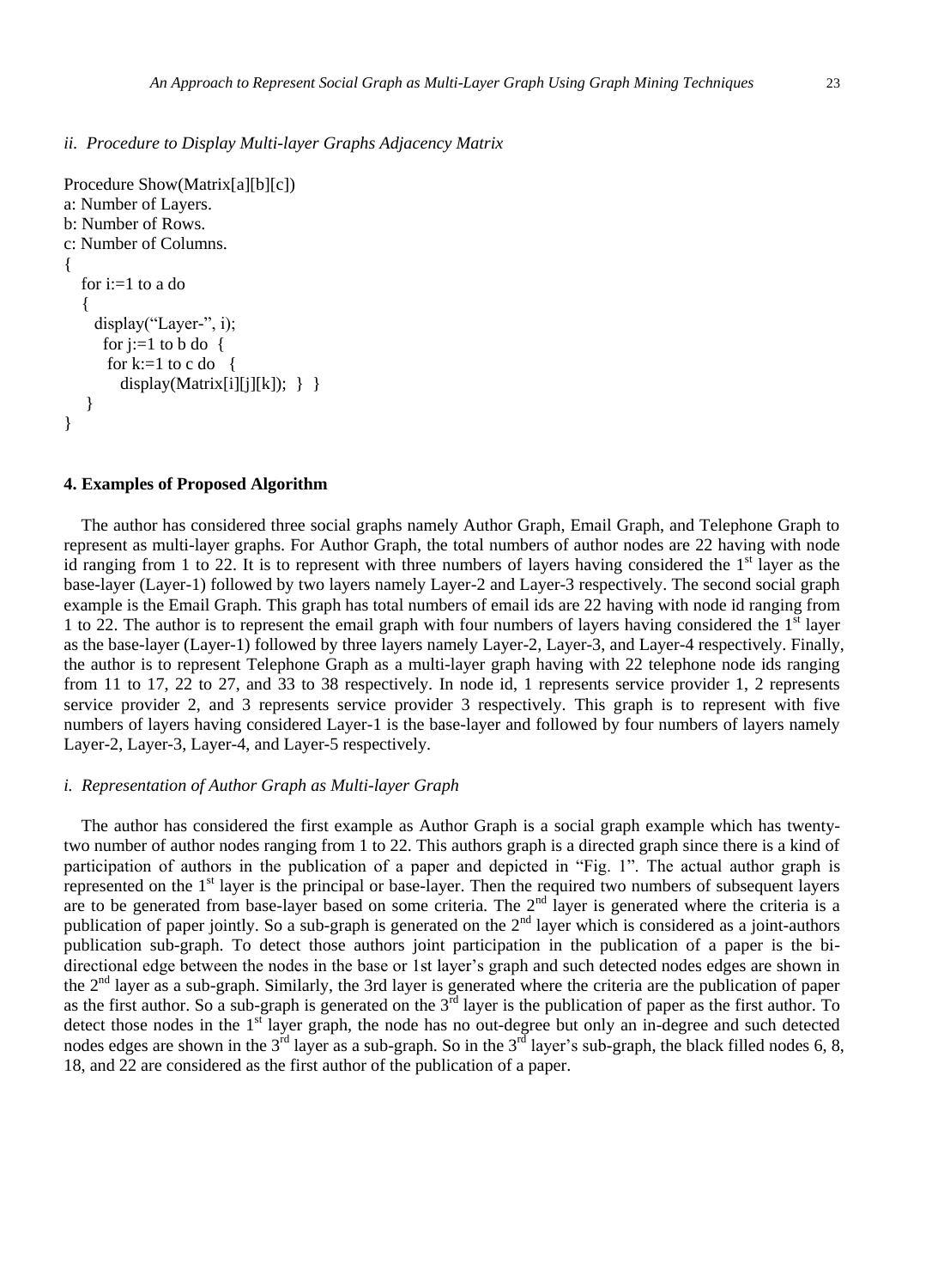### *ii. Procedure to Display Multi-layer Graphs Adjacency Matrix*

```
Procedure Show(Matrix[a][b][c])
a: Number of Layers.
b: Number of Rows.
c: Number of Columns.
{
   for i:=1 to a do
   {
      display(“Layer-”, i);
        for j:=1 to b do  {
         for k:=1 to c do   {
            display(Matrix[i][j][k]);  }  }
    }
}
```

## 4. Examples of Proposed Algorithm

The author has considered three social graphs namely Author Graph, Email Graph, and Telephone Graph to represent as multi-layer graphs. For Author Graph, the total numbers of author nodes are 22 having with node id ranging from 1 to 22. It is to represent with three numbers of layers having considered the 1st layer as the base-layer (Layer-1) followed by two layers namely Layer-2 and Layer-3 respectively. The second social graph example is the Email Graph. This graph has total numbers of email ids are 22 having with node id ranging from 1 to 22. The author is to represent the email graph with four numbers of layers having considered the 1st layer as the base-layer (Layer-1) followed by three layers namely Layer-2, Layer-3, and Layer-4 respectively. Finally, the author is to represent Telephone Graph as a multi-layer graph having with 22 telephone node ids ranging from 11 to 17, 22 to 27, and 33 to 38 respectively. In node id, 1 represents service provider 1, 2 represents service provider 2, and 3 represents service provider 3 respectively. This graph is to represent with five numbers of layers having considered Layer-1 is the base-layer and followed by four numbers of layers namely Layer-2, Layer-3, Layer-4, and Layer-5 respectively.

### *i. Representation of Author Graph as Multi-layer Graph*

The author has considered the first example as Author Graph is a social graph example which has twenty-two number of author nodes ranging from 1 to 22. This authors graph is a directed graph since there is a kind of participation of authors in the publication of a paper and depicted in “Fig. 1”. The actual author graph is represented on the 1st layer is the principal or base-layer. Then the required two numbers of subsequent layers are to be generated from base-layer based on some criteria. The 2nd layer is generated where the criteria is a publication of paper jointly. So a sub-graph is generated on the 2nd layer which is considered as a joint-authors publication sub-graph. To detect those authors joint participation in the publication of a paper is the bi-directional edge between the nodes in the base or 1st layer’s graph and such detected nodes edges are shown in the 2nd layer as a sub-graph. Similarly, the 3rd layer is generated where the criteria are the publication of paper as the first author. So a sub-graph is generated on the 3rd layer is the publication of paper as the first author. To detect those nodes in the 1st layer graph, the node has no out-degree but only an in-degree and such detected nodes edges are shown in the 3rd layer as a sub-graph. So in the 3rd layer’s sub-graph, the black filled nodes 6, 8, 18, and 22 are considered as the first author of the publication of a paper.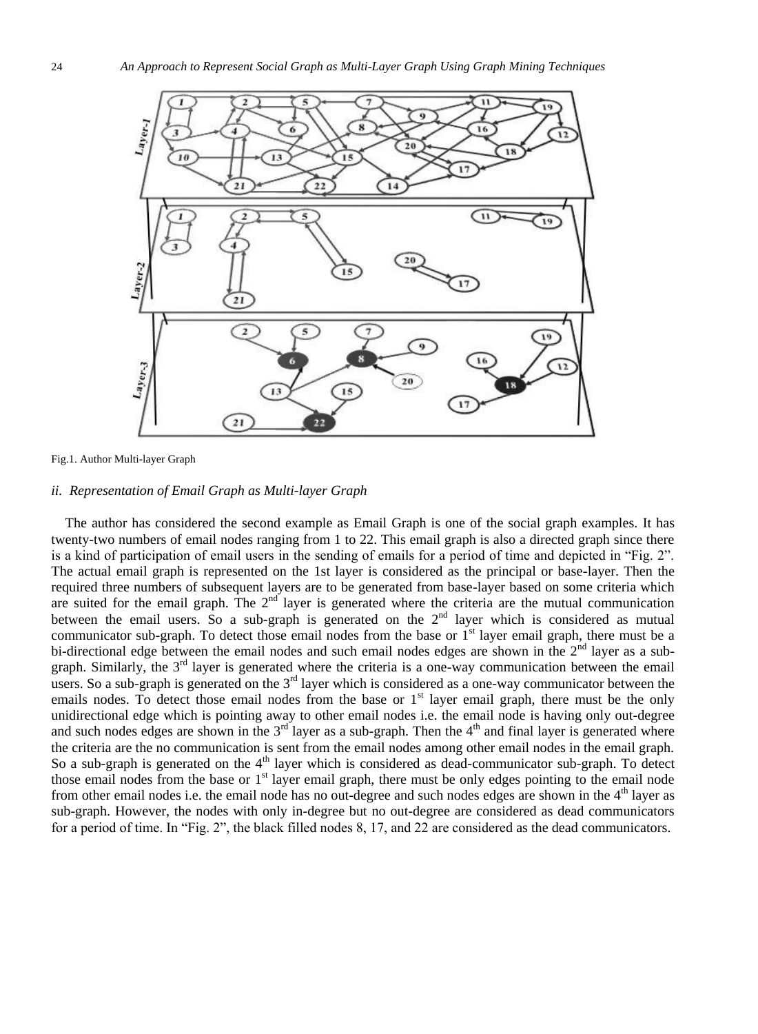Fig.1. Author Multi-layer Graph

*ii. Representation of Email Graph as Multi-layer Graph*

The author has considered the second example as Email Graph is one of the social graph examples. It has twenty-two numbers of email nodes ranging from 1 to 22. This email graph is also a directed graph since there is a kind of participation of email users in the sending of emails for a period of time and depicted in "Fig. 2". The actual email graph is represented on the 1st layer is considered as the principal or base-layer. Then the required three numbers of subsequent layers are to be generated from base-layer based on some criteria which are suited for the email graph. The 2nd layer is generated where the criteria are the mutual communication between the email users. So a sub-graph is generated on the 2nd layer which is considered as mutual communicator sub-graph. To detect those email nodes from the base or 1st layer email graph, there must be a bi-directional edge between the email nodes and such email nodes edges are shown in the 2nd layer as a sub-graph. Similarly, the 3rd layer is generated where the criteria is a one-way communication between the email users. So a sub-graph is generated on the 3rd layer which is considered as a one-way communicator between the emails nodes. To detect those email nodes from the base or 1st layer email graph, there must be the only unidirectional edge which is pointing away to other email nodes i.e. the email node is having only out-degree and such nodes edges are shown in the 3rd layer as a sub-graph. Then the 4th and final layer is generated where the criteria are the no communication is sent from the email nodes among other email nodes in the email graph. So a sub-graph is generated on the 4th layer which is considered as dead-communicator sub-graph. To detect those email nodes from the base or 1st layer email graph, there must be only edges pointing to the email node from other email nodes i.e. the email node has no out-degree and such nodes edges are shown in the 4th layer as sub-graph. However, the nodes with only in-degree but no out-degree are considered as dead communicators for a period of time. In "Fig. 2", the black filled nodes 8, 17, and 22 are considered as the dead communicators.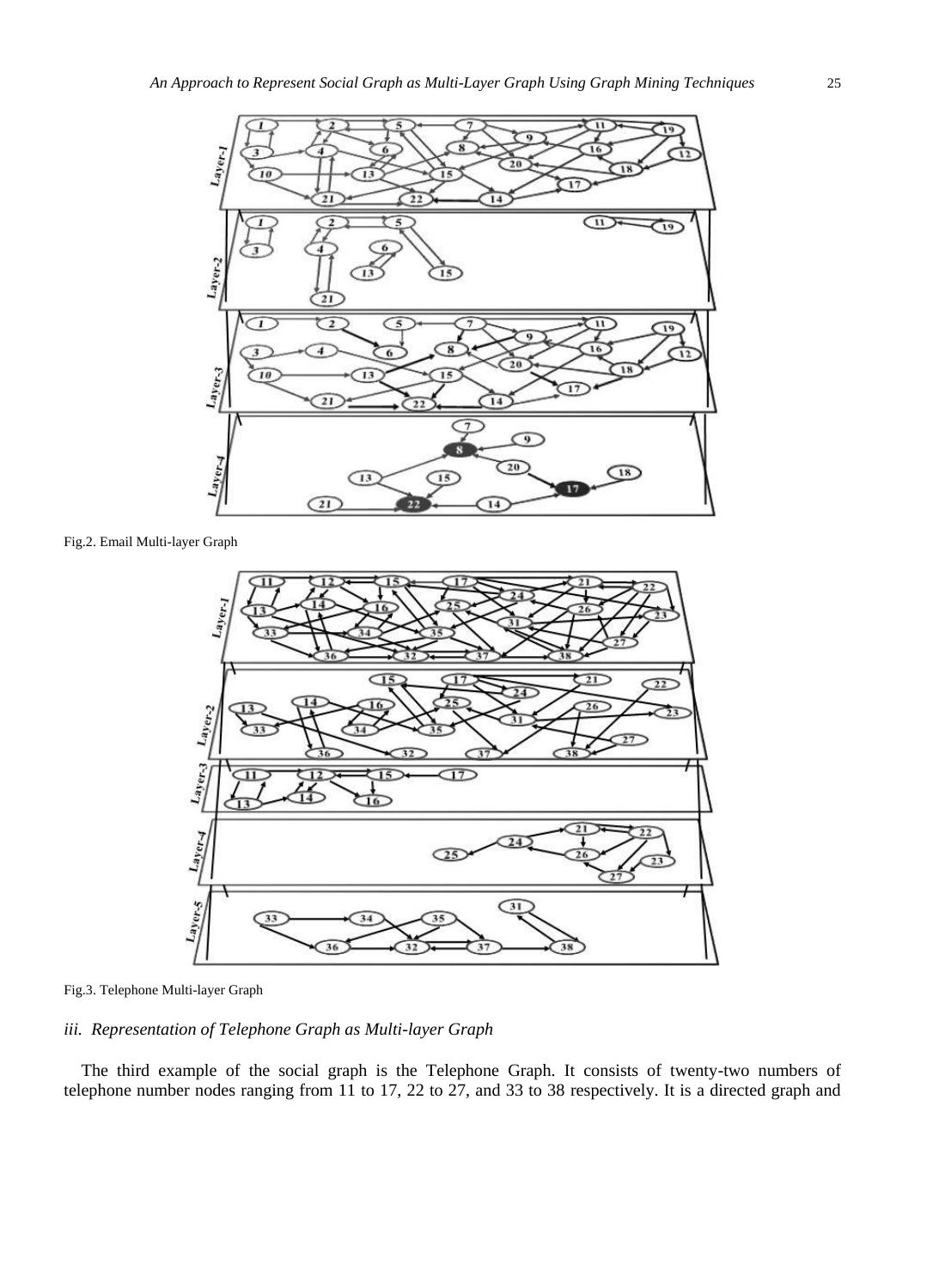Fig.2. Email Multi-layer Graph

Fig.3. Telephone Multi-layer Graph

*iii. Representation of Telephone Graph as Multi-layer Graph*

The third example of the social graph is the Telephone Graph. It consists of twenty-two numbers of telephone number nodes ranging from 11 to 17, 22 to 27, and 33 to 38 respectively. It is a directed graph and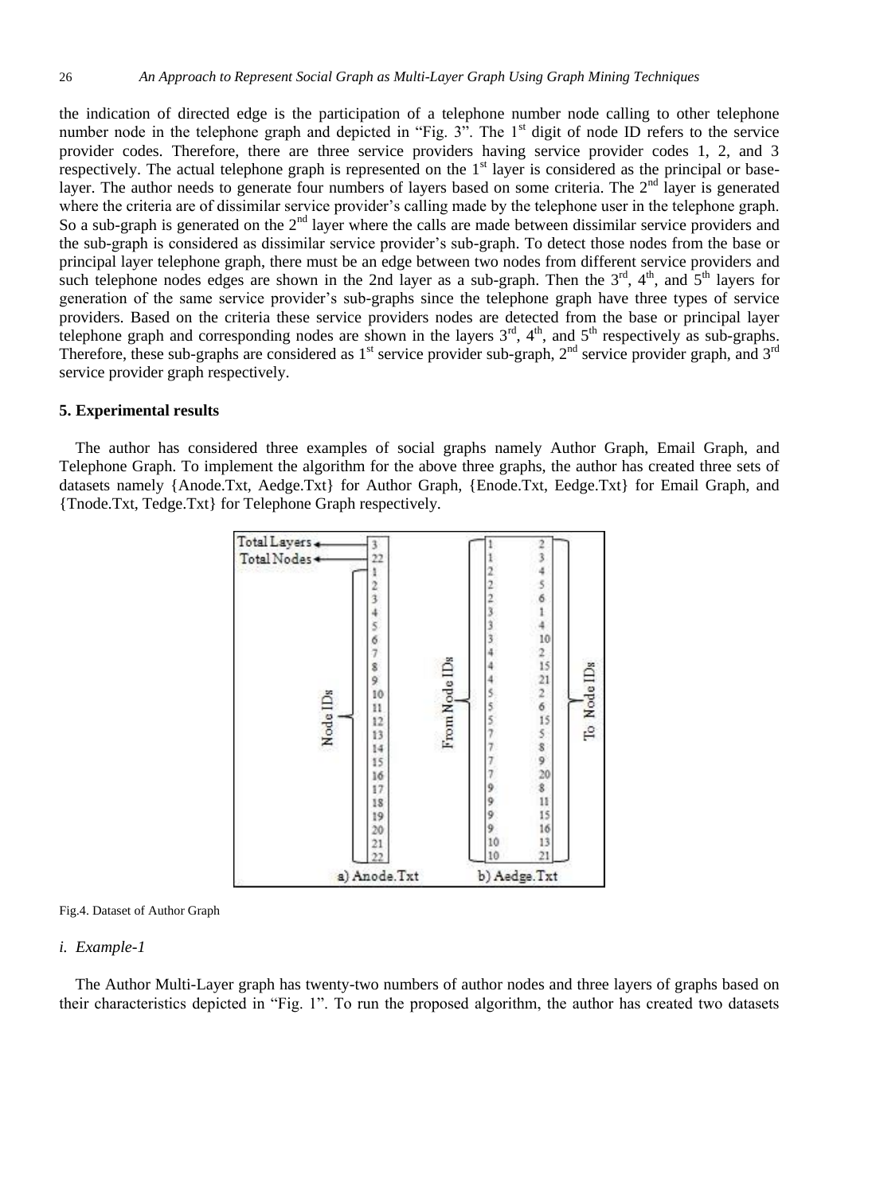the indication of directed edge is the participation of a telephone number node calling to other telephone number node in the telephone graph and depicted in "Fig. 3". The 1st digit of node ID refers to the service provider codes. Therefore, there are three service providers having service provider codes 1, 2, and 3 respectively. The actual telephone graph is represented on the 1st layer is considered as the principal or base-layer. The author needs to generate four numbers of layers based on some criteria. The 2nd layer is generated where the criteria are of dissimilar service provider's calling made by the telephone user in the telephone graph. So a sub-graph is generated on the 2nd layer where the calls are made between dissimilar service providers and the sub-graph is considered as dissimilar service provider's sub-graph. To detect those nodes from the base or principal layer telephone graph, there must be an edge between two nodes from different service providers and such telephone nodes edges are shown in the 2nd layer as a sub-graph. Then the 3rd, 4th, and 5th layers for generation of the same service provider's sub-graphs since the telephone graph have three types of service providers. Based on the criteria these service providers nodes are detected from the base or principal layer telephone graph and corresponding nodes are shown in the layers 3rd, 4th, and 5th respectively as sub-graphs. Therefore, these sub-graphs are considered as 1st service provider sub-graph, 2nd service provider graph, and 3rd service provider graph respectively.

## 5. Experimental results

The author has considered three examples of social graphs namely Author Graph, Email Graph, and Telephone Graph. To implement the algorithm for the above three graphs, the author has created three sets of datasets namely {Anode.Txt, Aedge.Txt} for Author Graph, {Enode.Txt, Eedge.Txt} for Email Graph, and {Tnode.Txt, Tedge.Txt} for Telephone Graph respectively.

a) Anode.Txt (Total Layers, Total Nodes, Node IDs)

```
3
22
1
2
3
4
5
6
7
8
9
10
11
12
13
14
15
16
17
18
19
20
21
22
```

b) Aedge.Txt (From Node IDs, To Node IDs)

```
1   2
1   3
2   4
2   5
2   6
3   1
3   4
3   10
4   2
4   15
4   21
5   2
5   6
5   15
7   5
7   8
7   9
7   20
9   8
9   11
9   15
9   16
10  13
10  21
```

Fig.4. Dataset of Author Graph

*i. Example-1*

The Author Multi-Layer graph has twenty-two numbers of author nodes and three layers of graphs based on their characteristics depicted in "Fig. 1". To run the proposed algorithm, the author has created two datasets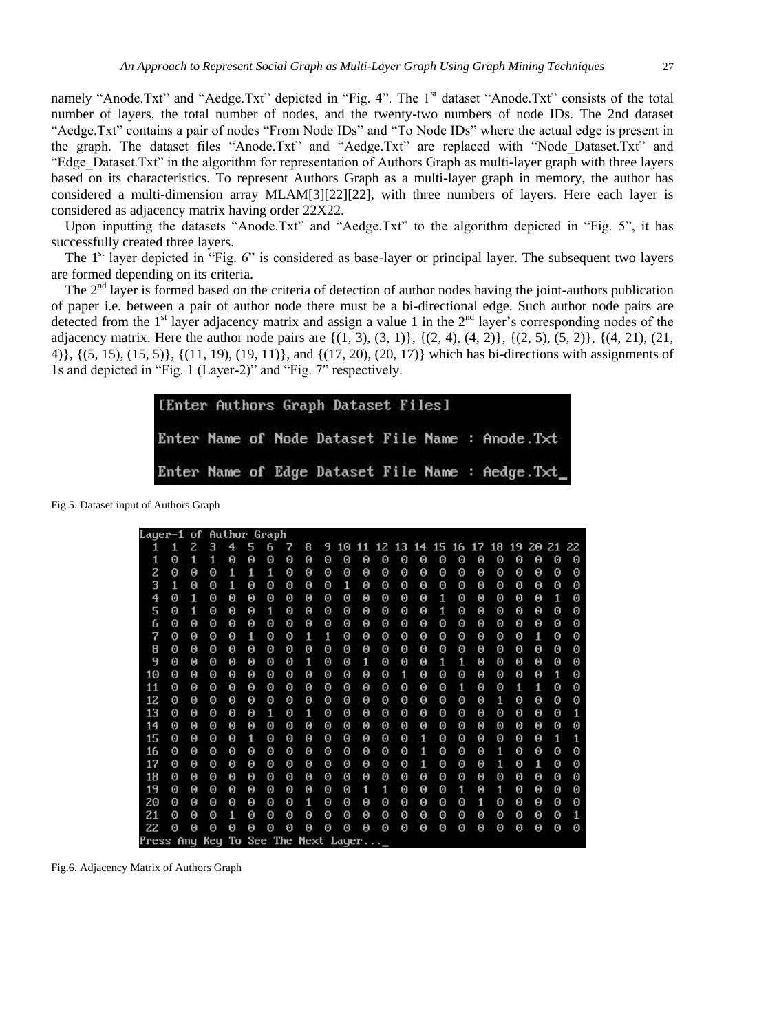namely "Anode.Txt" and "Aedge.Txt" depicted in "Fig. 4". The 1st dataset "Anode.Txt" consists of the total number of layers, the total number of nodes, and the twenty-two numbers of node IDs. The 2nd dataset "Aedge.Txt" contains a pair of nodes "From Node IDs" and "To Node IDs" where the actual edge is present in the graph. The dataset files "Anode.Txt" and "Aedge.Txt" are replaced with "Node_Dataset.Txt" and "Edge_Dataset.Txt" in the algorithm for representation of Authors Graph as multi-layer graph with three layers based on its characteristics. To represent Authors Graph as a multi-layer graph in memory, the author has considered a multi-dimension array MLAM[3][22][22], with three numbers of layers. Here each layer is considered as adjacency matrix having order 22X22.

Upon inputting the datasets "Anode.Txt" and "Aedge.Txt" to the algorithm depicted in "Fig. 5", it has successfully created three layers.

The 1st layer depicted in "Fig. 6" is considered as base-layer or principal layer. The subsequent two layers are formed depending on its criteria.

The 2nd layer is formed based on the criteria of detection of author nodes having the joint-authors publication of paper i.e. between a pair of author node there must be a bi-directional edge. Such author node pairs are detected from the 1st layer adjacency matrix and assign a value 1 in the 2nd layer's corresponding nodes of the adjacency matrix. Here the author node pairs are {(1, 3), (3, 1)}, {(2, 4), (4, 2)}, {(2, 5), (5, 2)}, {(4, 21), (21, 4)}, {(5, 15), (15, 5)}, {(11, 19), (19, 11)}, and {(17, 20), (20, 17)} which has bi-directions with assignments of 1s and depicted in "Fig. 1 (Layer-2)" and "Fig. 7" respectively.

```
[Enter Authors Graph Dataset Files]

Enter Name of Node Dataset File Name : Anode.Txt

Enter Name of Edge Dataset File Name : Aedge.Txt_
```

Fig.5. Dataset input of Authors Graph

```
Layer-1 of Author Graph
 1  1  2  3  4  5  6  7  8  9 10 11 12 13 14 15 16 17 18 19 20 21 22
 1  0  1  1  0  0  0  0  0  0  0  0  0  0  0  0  0  0  0  0  0  0  0
 2  0  0  0  1  1  1  0  0  0  0  0  0  0  0  0  0  0  0  0  0  0  0
 3  1  0  0  1  0  0  0  0  0  1  0  0  0  0  0  0  0  0  0  0  0  0
 4  0  1  0  0  0  0  0  0  0  0  0  0  0  0  1  0  0  0  0  0  1  0
 5  0  1  0  0  0  1  0  0  0  0  0  0  0  0  1  0  0  0  0  0  0  0
 6  0  0  0  0  0  0  0  0  0  0  0  0  0  0  0  0  0  0  0  0  0  0
 7  0  0  0  0  1  0  0  1  1  0  0  0  0  0  0  0  0  0  0  1  0  0
 8  0  0  0  0  0  0  0  0  0  0  0  0  0  0  0  0  0  0  0  0  0  0
 9  0  0  0  0  0  0  0  1  0  0  1  0  0  0  1  1  0  0  0  0  0  0
10  0  0  0  0  0  0  0  0  0  0  0  0  1  0  0  0  0  0  0  0  1  0
11  0  0  0  0  0  0  0  0  0  0  0  0  0  0  0  1  0  0  1  1  0  0
12  0  0  0  0  0  0  0  0  0  0  0  0  0  0  0  0  0  1  0  0  0  0
13  0  0  0  0  0  1  0  1  0  0  0  0  0  0  0  0  0  0  0  0  0  1
14  0  0  0  0  0  0  0  0  0  0  0  0  0  0  0  0  0  0  0  0  0  0
15  0  0  0  0  1  0  0  0  0  0  0  0  0  1  0  0  0  0  0  0  1  1
16  0  0  0  0  0  0  0  0  0  0  0  0  0  0  1  0  0  0  1  0  0  0
17  0  0  0  0  0  0  0  0  0  0  0  0  0  0  1  0  0  1  0  1  0  0
18  0  0  0  0  0  0  0  0  0  0  0  0  0  0  0  0  0  0  0  0  0  0
19  0  0  0  0  0  0  0  0  0  0  0  1  1  0  0  0  1  0  1  0  0  0
20  0  0  0  0  0  0  0  1  0  0  0  0  0  0  0  0  1  0  0  0  0  0
21  0  0  0  1  0  0  0  0  0  0  0  0  0  0  0  0  0  0  0  0  0  1
22  0  0  0  0  0  0  0  0  0  0  0  0  0  0  0  0  0  0  0  0  0  0
Press Any Key To See The Next Layer..._
```

Fig.6. Adjacency Matrix of Authors Graph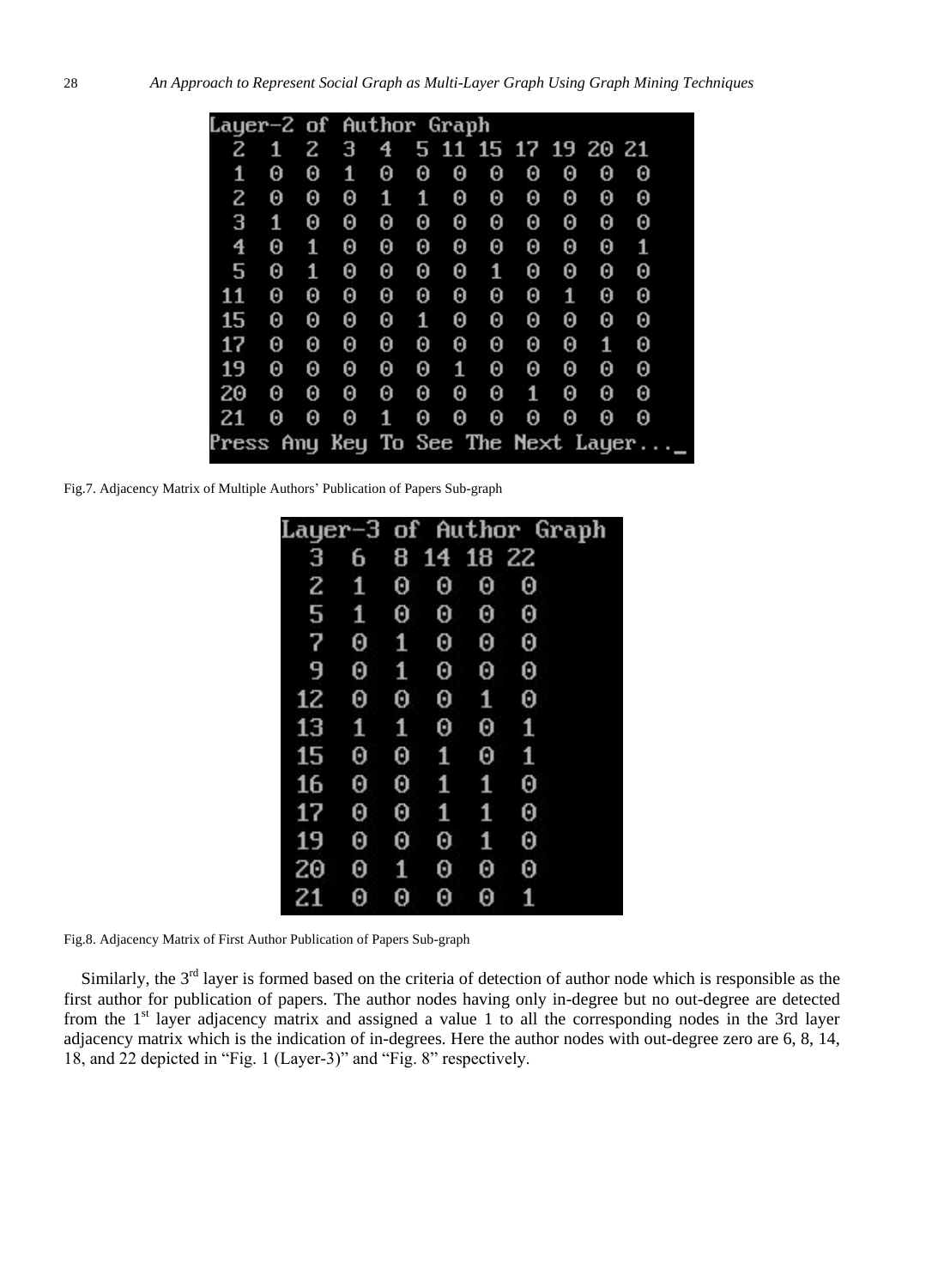Layer-2 of Author Graph

| 2 | 1 | 2 | 3 | 4 | 5 | 11 | 15 | 17 | 19 | 20 | 21 |
|---|---|---|---|---|---|---|---|---|---|---|---|
| 1 | 0 | 0 | 1 | 0 | 0 | 0 | 0 | 0 | 0 | 0 | 0 |
| 2 | 0 | 0 | 0 | 1 | 1 | 0 | 0 | 0 | 0 | 0 | 0 |
| 3 | 1 | 0 | 0 | 0 | 0 | 0 | 0 | 0 | 0 | 0 | 0 |
| 4 | 0 | 1 | 0 | 0 | 0 | 0 | 0 | 0 | 0 | 0 | 1 |
| 5 | 0 | 1 | 0 | 0 | 0 | 0 | 1 | 0 | 0 | 0 | 0 |
| 11 | 0 | 0 | 0 | 0 | 0 | 0 | 0 | 0 | 1 | 0 | 0 |
| 15 | 0 | 0 | 0 | 0 | 1 | 0 | 0 | 0 | 0 | 0 | 0 |
| 17 | 0 | 0 | 0 | 0 | 0 | 0 | 0 | 0 | 0 | 1 | 0 |
| 19 | 0 | 0 | 0 | 0 | 0 | 1 | 0 | 0 | 0 | 0 | 0 |
| 20 | 0 | 0 | 0 | 0 | 0 | 0 | 0 | 1 | 0 | 0 | 0 |
| 21 | 0 | 0 | 0 | 1 | 0 | 0 | 0 | 0 | 0 | 0 | 0 |

Press Any Key To See The Next Layer..._

Fig.7. Adjacency Matrix of Multiple Authors' Publication of Papers Sub-graph

Layer-3 of Author Graph

| 3 | 6 | 8 | 14 | 18 | 22 |
|---|---|---|---|---|---|
| 2 | 1 | 0 | 0 | 0 | 0 |
| 5 | 1 | 0 | 0 | 0 | 0 |
| 7 | 0 | 1 | 0 | 0 | 0 |
| 9 | 0 | 1 | 0 | 0 | 0 |
| 12 | 0 | 0 | 0 | 1 | 0 |
| 13 | 1 | 1 | 0 | 0 | 1 |
| 15 | 0 | 0 | 1 | 0 | 1 |
| 16 | 0 | 0 | 1 | 1 | 0 |
| 17 | 0 | 0 | 1 | 1 | 0 |
| 19 | 0 | 0 | 0 | 1 | 0 |
| 20 | 0 | 1 | 0 | 0 | 0 |
| 21 | 0 | 0 | 0 | 0 | 1 |

Fig.8. Adjacency Matrix of First Author Publication of Papers Sub-graph

Similarly, the 3rd layer is formed based on the criteria of detection of author node which is responsible as the first author for publication of papers. The author nodes having only in-degree but no out-degree are detected from the 1st layer adjacency matrix and assigned a value 1 to all the corresponding nodes in the 3rd layer adjacency matrix which is the indication of in-degrees. Here the author nodes with out-degree zero are 6, 8, 14, 18, and 22 depicted in "Fig. 1 (Layer-3)" and "Fig. 8" respectively.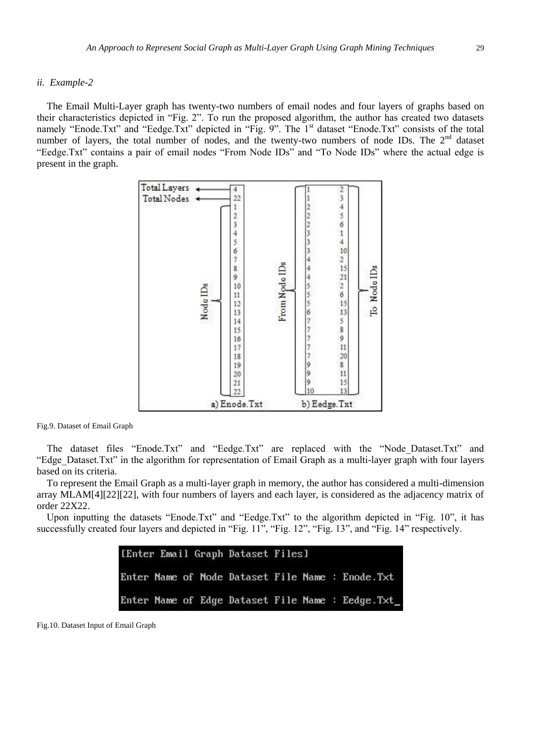*ii. Example-2*

The Email Multi-Layer graph has twenty-two numbers of email nodes and four layers of graphs based on their characteristics depicted in "Fig. 2". To run the proposed algorithm, the author has created two datasets namely "Enode.Txt" and "Eedge.Txt" depicted in "Fig. 9". The 1st dataset "Enode.Txt" consists of the total number of layers, the total number of nodes, and the twenty-two numbers of node IDs. The 2nd dataset "Eedge.Txt" contains a pair of email nodes "From Node IDs" and "To Node IDs" where the actual edge is present in the graph.

Fig.9. Dataset of Email Graph

The dataset files "Enode.Txt" and "Eedge.Txt" are replaced with the "Node_Dataset.Txt" and "Edge_Dataset.Txt" in the algorithm for representation of Email Graph as a multi-layer graph with four layers based on its criteria.

To represent the Email Graph as a multi-layer graph in memory, the author has considered a multi-dimension array MLAM[4][22][22], with four numbers of layers and each layer, is considered as the adjacency matrix of order 22X22.

Upon inputting the datasets "Enode.Txt" and "Eedge.Txt" to the algorithm depicted in "Fig. 10", it has successfully created four layers and depicted in "Fig. 11", "Fig. 12", "Fig. 13", and "Fig. 14" respectively.

Fig.10. Dataset Input of Email Graph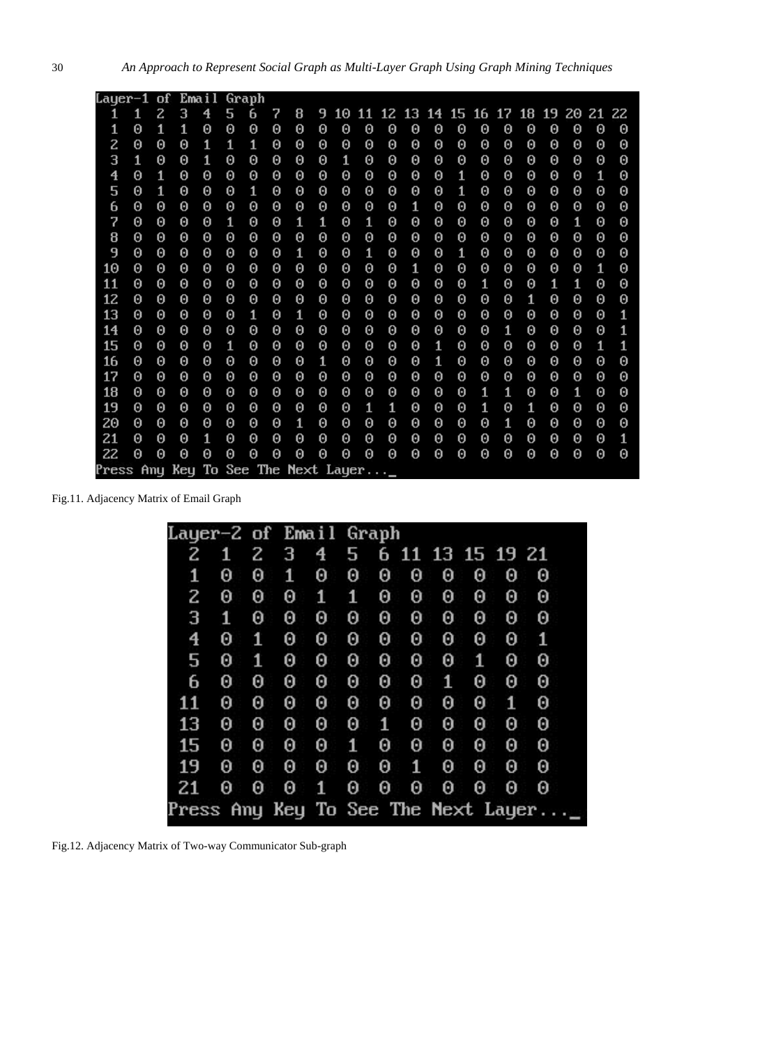```
Layer-1 of Email Graph
  1  1  2  3  4  5  6  7  8  9 10 11 12 13 14 15 16 17 18 19 20 21 22
  1  0  1  1  0  0  0  0  0  0  0  0  0  0  0  0  0  0  0  0  0  0  0
  2  0  0  0  1  1  1  0  0  0  0  0  0  0  0  0  0  0  0  0  0  0  0
  3  1  0  0  1  0  0  0  0  0  1  0  0  0  0  0  0  0  0  0  0  0  0
  4  0  1  0  0  0  0  0  0  0  0  0  0  0  0  1  0  0  0  0  0  1  0
  5  0  1  0  0  0  1  0  0  0  0  0  0  0  0  1  0  0  0  0  0  0  0
  6  0  0  0  0  0  0  0  0  0  0  0  0  1  0  0  0  0  0  0  0  0  0
  7  0  0  0  0  1  0  0  1  1  0  1  0  0  0  0  0  0  0  0  1  0  0
  8  0  0  0  0  0  0  0  0  0  0  0  0  0  0  0  0  0  0  0  0  0  0
  9  0  0  0  0  0  0  0  1  0  0  1  0  0  0  1  0  0  0  0  0  0  0
 10  0  0  0  0  0  0  0  0  0  0  0  0  1  0  0  0  0  0  0  0  1  0
 11  0  0  0  0  0  0  0  0  0  0  0  0  0  0  0  1  0  0  1  1  0  0
 12  0  0  0  0  0  0  0  0  0  0  0  0  0  0  0  0  0  1  0  0  0  0
 13  0  0  0  0  0  1  0  1  0  0  0  0  0  0  0  0  0  0  0  0  0  1
 14  0  0  0  0  0  0  0  0  0  0  0  0  0  0  0  0  1  0  0  0  0  1
 15  0  0  0  0  1  0  0  0  0  0  0  0  0  1  0  0  0  0  0  0  1  1
 16  0  0  0  0  0  0  0  0  1  0  0  0  0  1  0  0  0  0  0  0  0  0
 17  0  0  0  0  0  0  0  0  0  0  0  0  0  0  0  0  0  0  0  0  0  0
 18  0  0  0  0  0  0  0  0  0  0  0  0  0  0  0  1  1  0  0  1  0  0
 19  0  0  0  0  0  0  0  0  0  0  1  1  0  0  0  1  0  1  0  0  0  0
 20  0  0  0  0  0  0  0  1  0  0  0  0  0  0  0  0  1  0  0  0  0  0
 21  0  0  0  1  0  0  0  0  0  0  0  0  0  0  0  0  0  0  0  0  0  1
 22  0  0  0  0  0  0  0  0  0  0  0  0  0  0  0  0  0  0  0  0  0  0
Press Any Key To See The Next Layer..._
```

Fig.11. Adjacency Matrix of Email Graph

```
Layer-2 of Email Graph
  2  1  2  3  4  5  6 11 13 15 19 21
  1  0  0  1  0  0  0  0  0  0  0  0
  2  0  0  0  1  1  0  0  0  0  0  0
  3  1  0  0  0  0  0  0  0  0  0  0
  4  0  1  0  0  0  0  0  0  0  0  1
  5  0  1  0  0  0  0  0  0  1  0  0
  6  0  0  0  0  0  0  0  1  0  0  0
 11  0  0  0  0  0  0  0  0  0  1  0
 13  0  0  0  0  0  1  0  0  0  0  0
 15  0  0  0  0  1  0  0  0  0  0  0
 19  0  0  0  0  0  0  1  0  0  0  0
 21  0  0  0  1  0  0  0  0  0  0  0
Press Any Key To See The Next Layer..._
```

Fig.12. Adjacency Matrix of Two-way Communicator Sub-graph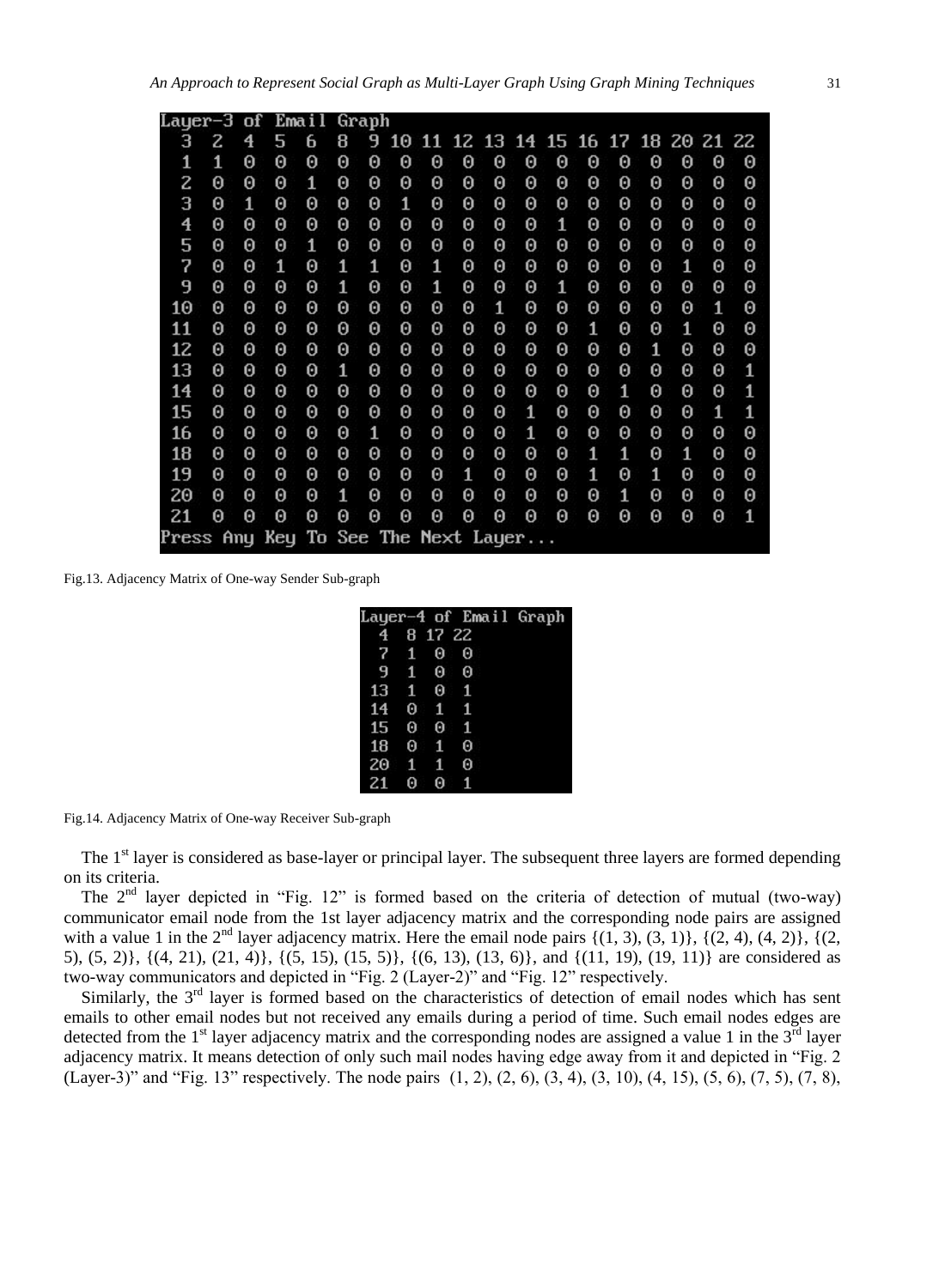Layer-3 of Email Graph

| 3 | 2 | 4 | 5 | 6 | 8 | 9 | 10 | 11 | 12 | 13 | 14 | 15 | 16 | 17 | 18 | 20 | 21 | 22 |
|---|---|---|---|---|---|---|---|---|---|---|---|---|---|---|---|---|---|---|
| 1 | 1 | 0 | 0 | 0 | 0 | 0 | 0 | 0 | 0 | 0 | 0 | 0 | 0 | 0 | 0 | 0 | 0 | 0 |
| 2 | 0 | 0 | 0 | 1 | 0 | 0 | 0 | 0 | 0 | 0 | 0 | 0 | 0 | 0 | 0 | 0 | 0 | 0 |
| 3 | 0 | 1 | 0 | 0 | 0 | 0 | 1 | 0 | 0 | 0 | 0 | 0 | 0 | 0 | 0 | 0 | 0 | 0 |
| 4 | 0 | 0 | 0 | 0 | 0 | 0 | 0 | 0 | 0 | 0 | 0 | 1 | 0 | 0 | 0 | 0 | 0 | 0 |
| 5 | 0 | 0 | 0 | 1 | 0 | 0 | 0 | 0 | 0 | 0 | 0 | 0 | 0 | 0 | 0 | 0 | 0 | 0 |
| 7 | 0 | 0 | 1 | 0 | 1 | 1 | 0 | 1 | 0 | 0 | 0 | 0 | 0 | 0 | 0 | 1 | 0 | 0 |
| 9 | 0 | 0 | 0 | 0 | 1 | 0 | 0 | 1 | 0 | 0 | 0 | 1 | 0 | 0 | 0 | 0 | 0 | 0 |
| 10 | 0 | 0 | 0 | 0 | 0 | 0 | 0 | 0 | 0 | 1 | 0 | 0 | 0 | 0 | 0 | 0 | 1 | 0 |
| 11 | 0 | 0 | 0 | 0 | 0 | 0 | 0 | 0 | 0 | 0 | 0 | 0 | 1 | 0 | 0 | 1 | 0 | 0 |
| 12 | 0 | 0 | 0 | 0 | 0 | 0 | 0 | 0 | 0 | 0 | 0 | 0 | 0 | 0 | 1 | 0 | 0 | 0 |
| 13 | 0 | 0 | 0 | 0 | 1 | 0 | 0 | 0 | 0 | 0 | 0 | 0 | 0 | 0 | 0 | 0 | 0 | 1 |
| 14 | 0 | 0 | 0 | 0 | 0 | 0 | 0 | 0 | 0 | 0 | 0 | 0 | 0 | 1 | 0 | 0 | 0 | 1 |
| 15 | 0 | 0 | 0 | 0 | 0 | 0 | 0 | 0 | 0 | 0 | 1 | 0 | 0 | 0 | 0 | 0 | 1 | 1 |
| 16 | 0 | 0 | 0 | 0 | 0 | 1 | 0 | 0 | 0 | 0 | 1 | 0 | 0 | 0 | 0 | 0 | 0 | 0 |
| 18 | 0 | 0 | 0 | 0 | 0 | 0 | 0 | 0 | 0 | 0 | 0 | 0 | 1 | 1 | 0 | 1 | 0 | 0 |
| 19 | 0 | 0 | 0 | 0 | 0 | 0 | 0 | 0 | 1 | 0 | 0 | 0 | 1 | 0 | 1 | 0 | 0 | 0 |
| 20 | 0 | 0 | 0 | 0 | 1 | 0 | 0 | 0 | 0 | 0 | 0 | 0 | 0 | 1 | 0 | 0 | 0 | 0 |
| 21 | 0 | 0 | 0 | 0 | 0 | 0 | 0 | 0 | 0 | 0 | 0 | 0 | 0 | 0 | 0 | 0 | 0 | 1 |

Press Any Key To See The Next Layer...

Fig.13. Adjacency Matrix of One-way Sender Sub-graph

Layer-4 of Email Graph

| 4 | 8 | 17 | 22 |
|---|---|---|---|
| 7 | 1 | 0 | 0 |
| 9 | 1 | 0 | 0 |
| 13 | 1 | 0 | 1 |
| 14 | 0 | 1 | 1 |
| 15 | 0 | 0 | 1 |
| 18 | 0 | 1 | 0 |
| 20 | 1 | 1 | 0 |
| 21 | 0 | 0 | 1 |

Fig.14. Adjacency Matrix of One-way Receiver Sub-graph

The 1st layer is considered as base-layer or principal layer. The subsequent three layers are formed depending on its criteria.

The 2nd layer depicted in "Fig. 12" is formed based on the criteria of detection of mutual (two-way) communicator email node from the 1st layer adjacency matrix and the corresponding node pairs are assigned with a value 1 in the 2nd layer adjacency matrix. Here the email node pairs {(1, 3), (3, 1)}, {(2, 4), (4, 2)}, {(2, 5), (5, 2)}, {(4, 21), (21, 4)}, {(5, 15), (15, 5)}, {(6, 13), (13, 6)}, and {(11, 19), (19, 11)} are considered as two-way communicators and depicted in "Fig. 2 (Layer-2)" and "Fig. 12" respectively.

Similarly, the 3rd layer is formed based on the characteristics of detection of email nodes which has sent emails to other email nodes but not received any emails during a period of time. Such email nodes edges are detected from the 1st layer adjacency matrix and the corresponding nodes are assigned a value 1 in the 3rd layer adjacency matrix. It means detection of only such mail nodes having edge away from it and depicted in "Fig. 2 (Layer-3)" and "Fig. 13" respectively. The node pairs (1, 2), (2, 6), (3, 4), (3, 10), (4, 15), (5, 6), (7, 5), (7, 8),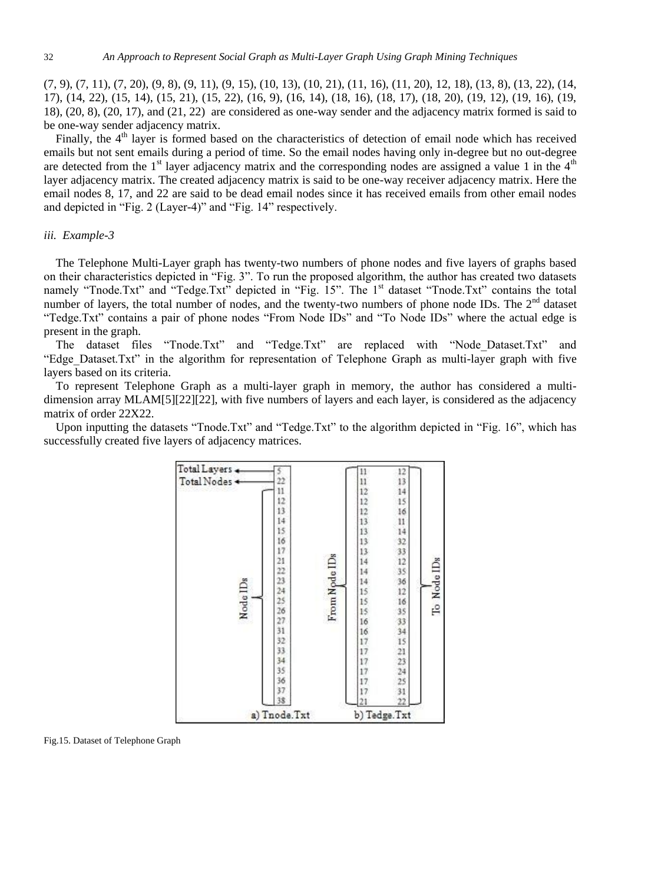(7, 9), (7, 11), (7, 20), (9, 8), (9, 11), (9, 15), (10, 13), (10, 21), (11, 16), (11, 20), 12, 18), (13, 8), (13, 22), (14, 17), (14, 22), (15, 14), (15, 21), (15, 22), (16, 9), (16, 14), (18, 16), (18, 17), (18, 20), (19, 12), (19, 16), (19, 18), (20, 8), (20, 17), and (21, 22) are considered as one-way sender and the adjacency matrix formed is said to be one-way sender adjacency matrix.

Finally, the 4th layer is formed based on the characteristics of detection of email node which has received emails but not sent emails during a period of time. So the email nodes having only in-degree but no out-degree are detected from the 1st layer adjacency matrix and the corresponding nodes are assigned a value 1 in the 4th layer adjacency matrix. The created adjacency matrix is said to be one-way receiver adjacency matrix. Here the email nodes 8, 17, and 22 are said to be dead email nodes since it has received emails from other email nodes and depicted in "Fig. 2 (Layer-4)" and "Fig. 14" respectively.

*iii. Example-3*

The Telephone Multi-Layer graph has twenty-two numbers of phone nodes and five layers of graphs based on their characteristics depicted in "Fig. 3". To run the proposed algorithm, the author has created two datasets namely "Tnode.Txt" and "Tedge.Txt" depicted in "Fig. 15". The 1st dataset "Tnode.Txt" contains the total number of layers, the total number of nodes, and the twenty-two numbers of phone node IDs. The 2nd dataset "Tedge.Txt" contains a pair of phone nodes "From Node IDs" and "To Node IDs" where the actual edge is present in the graph.

The dataset files "Tnode.Txt" and "Tedge.Txt" are replaced with "Node_Dataset.Txt" and "Edge_Dataset.Txt" in the algorithm for representation of Telephone Graph as multi-layer graph with five layers based on its criteria.

To represent Telephone Graph as a multi-layer graph in memory, the author has considered a multi-dimension array MLAM[5][22][22], with five numbers of layers and each layer, is considered as the adjacency matrix of order 22X22.

Upon inputting the datasets "Tnode.Txt" and "Tedge.Txt" to the algorithm depicted in "Fig. 16", which has successfully created five layers of adjacency matrices.

a) Tnode.Txt (Total Layers, Total Nodes, Node IDs)

```
5
22
11
12
13
14
15
16
17
21
22
23
24
25
26
27
31
32
33
34
35
36
37
38
```

b) Tedge.Txt (From Node IDs, To Node IDs)

```
11 12
11 13
12 14
12 15
12 16
13 11
13 14
13 32
13 33
14 12
14 35
14 36
15 12
15 16
15 35
16 33
16 34
17 15
17 21
17 23
17 24
17 25
17 31
21 22
```

Fig.15. Dataset of Telephone Graph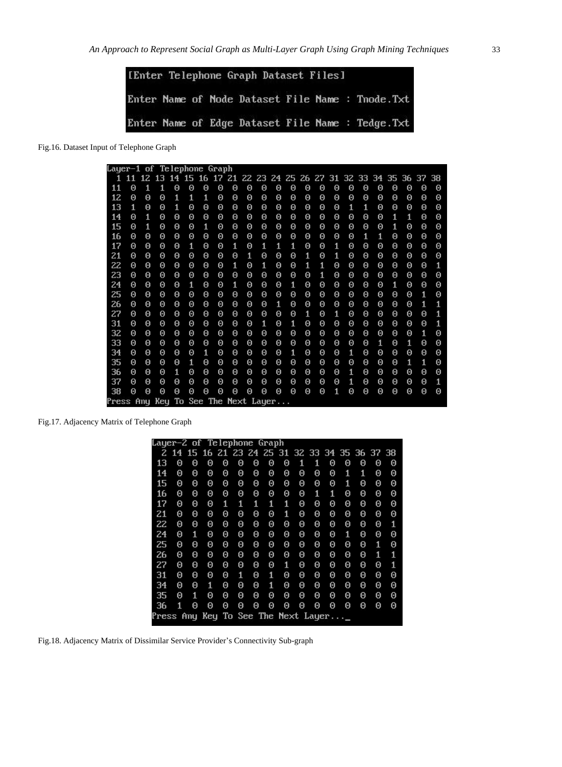```
[Enter Telephone Graph Dataset Files]

Enter Name of Node Dataset File Name : Tnode.Txt

Enter Name of Edge Dataset File Name : Tedge.Txt
```

Fig.16. Dataset Input of Telephone Graph

```
Layer-1 of Telephone Graph
 1 11 12 13 14 15 16 17 21 22 23 24 25 26 27 31 32 33 34 35 36 37 38
11  0  1  1  0  0  0  0  0  0  0  0  0  0  0  0  0  0  0  0  0  0  0
12  0  0  0  1  1  1  0  0  0  0  0  0  0  0  0  0  0  0  0  0  0  0
13  1  0  0  1  0  0  0  0  0  0  0  0  0  0  0  1  1  0  0  0  0  0
14  0  1  0  0  0  0  0  0  0  0  0  0  0  0  0  0  0  0  1  1  0  0
15  0  1  0  0  0  1  0  0  0  0  0  0  0  0  0  0  0  0  1  0  0  0
16  0  0  0  0  0  0  0  0  0  0  0  0  0  0  0  0  1  1  0  0  0  0
17  0  0  0  0  1  0  0  1  0  1  1  1  0  0  1  0  0  0  0  0  0  0
21  0  0  0  0  0  0  0  0  1  0  0  0  1  0  1  0  0  0  0  0  0  0
22  0  0  0  0  0  0  0  1  0  1  0  0  1  1  0  0  0  0  0  0  0  1
23  0  0  0  0  0  0  0  0  0  0  0  0  0  1  0  0  0  0  0  0  0  0
24  0  0  0  0  1  0  0  1  0  0  0  1  0  0  0  0  0  0  1  0  0  0
25  0  0  0  0  0  0  0  0  0  0  0  0  0  0  0  0  0  0  0  0  1  0
26  0  0  0  0  0  0  0  0  0  0  1  0  0  0  0  0  0  0  0  0  1  1
27  0  0  0  0  0  0  0  0  0  0  0  0  1  0  1  0  0  0  0  0  0  1
31  0  0  0  0  0  0  0  0  0  1  0  1  0  0  0  0  0  0  0  0  0  1
32  0  0  0  0  0  0  0  0  0  0  0  0  0  0  0  0  0  0  0  0  1  0
33  0  0  0  0  0  0  0  0  0  0  0  0  0  0  0  0  0  1  0  1  0  0
34  0  0  0  0  0  1  0  0  0  0  0  1  0  0  0  1  0  0  0  0  0  0
35  0  0  0  0  1  0  0  0  0  0  0  0  0  0  0  0  0  0  0  1  1  0
36  0  0  0  1  0  0  0  0  0  0  0  0  0  0  0  1  0  0  0  0  0  0
37  0  0  0  0  0  0  0  0  0  0  0  0  0  0  0  1  0  0  0  0  0  1
38  0  0  0  0  0  0  0  0  0  0  0  0  0  0  1  0  0  0  0  0  0  0
Press Any Key To See The Next Layer...
```

Fig.17. Adjacency Matrix of Telephone Graph

```
Layer-2 of Telephone Graph
 2 14 15 16 21 23 24 25 31 32 33 34 35 36 37 38
13  0  0  0  0  0  0  0  0  1  1  0  0  0  0  0
14  0  0  0  0  0  0  0  0  0  0  0  1  1  0  0
15  0  0  0  0  0  0  0  0  0  0  0  1  0  0  0
16  0  0  0  0  0  0  0  0  0  1  1  0  0  0  0
17  0  0  0  1  1  1  1  1  0  0  0  0  0  0  0
21  0  0  0  0  0  0  0  1  0  0  0  0  0  0  0
22  0  0  0  0  0  0  0  0  0  0  0  0  0  0  1
24  0  1  0  0  0  0  0  0  0  0  0  1  0  0  0
25  0  0  0  0  0  0  0  0  0  0  0  0  0  1  0
26  0  0  0  0  0  0  0  0  0  0  0  0  0  1  1
27  0  0  0  0  0  0  0  1  0  0  0  0  0  0  1
31  0  0  0  0  1  0  1  0  0  0  0  0  0  0  0
34  0  0  1  0  0  0  1  0  0  0  0  0  0  0  0
35  0  1  0  0  0  0  0  0  0  0  0  0  0  0  0
36  1  0  0  0  0  0  0  0  0  0  0  0  0  0  0
Press Any Key To See The Next Layer..._
```

Fig.18. Adjacency Matrix of Dissimilar Service Provider's Connectivity Sub-graph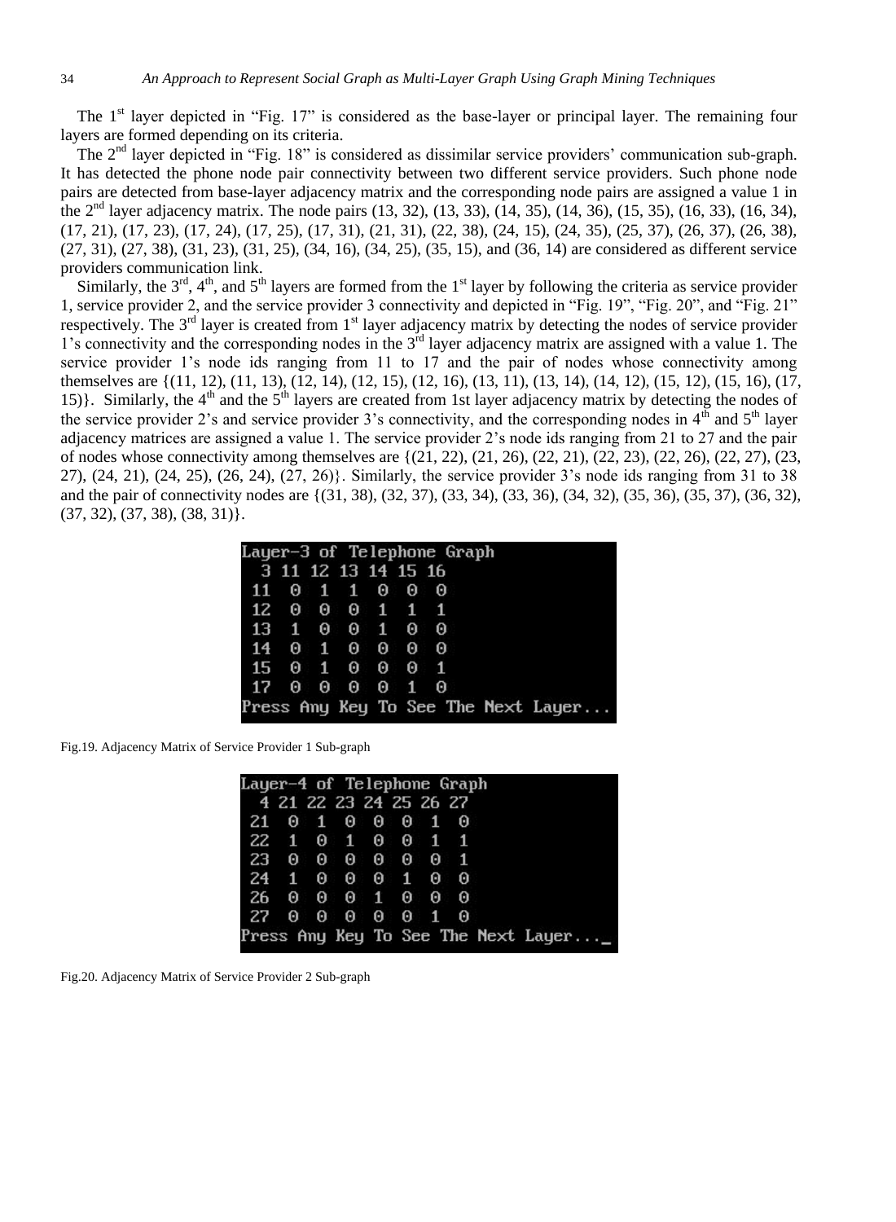The 1st layer depicted in "Fig. 17" is considered as the base-layer or principal layer. The remaining four layers are formed depending on its criteria.

The 2nd layer depicted in "Fig. 18" is considered as dissimilar service providers' communication sub-graph. It has detected the phone node pair connectivity between two different service providers. Such phone node pairs are detected from base-layer adjacency matrix and the corresponding node pairs are assigned a value 1 in the 2nd layer adjacency matrix. The node pairs (13, 32), (13, 33), (14, 35), (14, 36), (15, 35), (16, 33), (16, 34), (17, 21), (17, 23), (17, 24), (17, 25), (17, 31), (21, 31), (22, 38), (24, 15), (24, 35), (25, 37), (26, 37), (26, 38), (27, 31), (27, 38), (31, 23), (31, 25), (34, 16), (34, 25), (35, 15), and (36, 14) are considered as different service providers communication link.

Similarly, the 3rd, 4th, and 5th layers are formed from the 1st layer by following the criteria as service provider 1, service provider 2, and the service provider 3 connectivity and depicted in "Fig. 19", "Fig. 20", and "Fig. 21" respectively. The 3rd layer is created from 1st layer adjacency matrix by detecting the nodes of service provider 1's connectivity and the corresponding nodes in the 3rd layer adjacency matrix are assigned with a value 1. The service provider 1's node ids ranging from 11 to 17 and the pair of nodes whose connectivity among themselves are {(11, 12), (11, 13), (12, 14), (12, 15), (12, 16), (13, 11), (13, 14), (14, 12), (15, 12), (15, 16), (17, 15)}. Similarly, the 4th and the 5th layers are created from 1st layer adjacency matrix by detecting the nodes of the service provider 2's and service provider 3's connectivity, and the corresponding nodes in 4th and 5th layer adjacency matrices are assigned a value 1. The service provider 2's node ids ranging from 21 to 27 and the pair of nodes whose connectivity among themselves are {(21, 22), (21, 26), (22, 21), (22, 23), (22, 26), (22, 27), (23, 27), (24, 21), (24, 25), (26, 24), (27, 26)}. Similarly, the service provider 3's node ids ranging from 31 to 38 and the pair of connectivity nodes are {(31, 38), (32, 37), (33, 34), (33, 36), (34, 32), (35, 36), (35, 37), (36, 32), (37, 32), (37, 38), (38, 31)}.

```
Layer-3 of Telephone Graph
  3 11 12 13 14 15 16
 11  0  1  1  0  0  0
 12  0  0  0  1  1  1
 13  1  0  0  1  0  0
 14  0  1  0  0  0  0
 15  0  1  0  0  0  1
 17  0  0  0  0  1  0
Press Any Key To See The Next Layer...
```

Fig.19. Adjacency Matrix of Service Provider 1 Sub-graph

```
Layer-4 of Telephone Graph
  4 21 22 23 24 25 26 27
 21  0  1  0  0  0  1  0
 22  1  0  1  0  0  1  1
 23  0  0  0  0  0  0  1
 24  1  0  0  0  1  0  0
 26  0  0  0  1  0  0  0
 27  0  0  0  0  0  1  0
Press Any Key To See The Next Layer..._
```

Fig.20. Adjacency Matrix of Service Provider 2 Sub-graph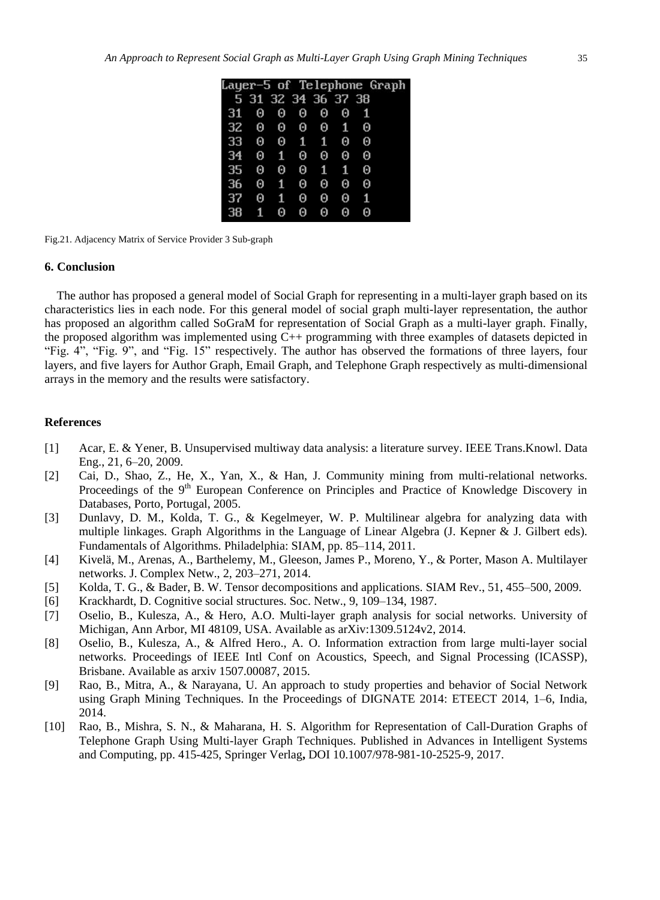| Layer-5 of Telephone Graph | | | | | | |
|---|---|---|---|---|---|---|
| 5 | 31 | 32 | 34 | 36 | 37 | 38 |
| 31 | 0 | 0 | 0 | 0 | 0 | 1 |
| 32 | 0 | 0 | 0 | 0 | 1 | 0 |
| 33 | 0 | 0 | 1 | 1 | 0 | 0 |
| 34 | 0 | 1 | 0 | 0 | 0 | 0 |
| 35 | 0 | 0 | 0 | 1 | 1 | 0 |
| 36 | 0 | 1 | 0 | 0 | 0 | 0 |
| 37 | 0 | 1 | 0 | 0 | 0 | 1 |
| 38 | 1 | 0 | 0 | 0 | 0 | 0 |

Fig.21. Adjacency Matrix of Service Provider 3 Sub-graph

### 6. Conclusion

The author has proposed a general model of Social Graph for representing in a multi-layer graph based on its characteristics lies in each node. For this general model of social graph multi-layer representation, the author has proposed an algorithm called SoGraM for representation of Social Graph as a multi-layer graph. Finally, the proposed algorithm was implemented using C++ programming with three examples of datasets depicted in "Fig. 4", "Fig. 9", and "Fig. 15" respectively. The author has observed the formations of three layers, four layers, and five layers for Author Graph, Email Graph, and Telephone Graph respectively as multi-dimensional arrays in the memory and the results were satisfactory.

### References

[1] Acar, E. & Yener, B. Unsupervised multiway data analysis: a literature survey. IEEE Trans.Knowl. Data Eng., 21, 6–20, 2009.

[2] Cai, D., Shao, Z., He, X., Yan, X., & Han, J. Community mining from multi-relational networks. Proceedings of the 9th European Conference on Principles and Practice of Knowledge Discovery in Databases, Porto, Portugal, 2005.

[3] Dunlavy, D. M., Kolda, T. G., & Kegelmeyer, W. P. Multilinear algebra for analyzing data with multiple linkages. Graph Algorithms in the Language of Linear Algebra (J. Kepner & J. Gilbert eds). Fundamentals of Algorithms. Philadelphia: SIAM, pp. 85–114, 2011.

[4] Kivelä, M., Arenas, A., Barthelemy, M., Gleeson, James P., Moreno, Y., & Porter, Mason A. Multilayer networks. J. Complex Netw., 2, 203–271, 2014.

[5] Kolda, T. G., & Bader, B. W. Tensor decompositions and applications. SIAM Rev., 51, 455–500, 2009.

[6] Krackhardt, D. Cognitive social structures. Soc. Netw., 9, 109–134, 1987.

[7] Oselio, B., Kulesza, A., & Hero, A.O. Multi-layer graph analysis for social networks. University of Michigan, Ann Arbor, MI 48109, USA. Available as arXiv:1309.5124v2, 2014.

[8] Oselio, B., Kulesza, A., & Alfred Hero., A. O. Information extraction from large multi-layer social networks. Proceedings of IEEE Intl Conf on Acoustics, Speech, and Signal Processing (ICASSP), Brisbane. Available as arxiv 1507.00087, 2015.

[9] Rao, B., Mitra, A., & Narayana, U. An approach to study properties and behavior of Social Network using Graph Mining Techniques. In the Proceedings of DIGNATE 2014: ETEECT 2014, 1–6, India, 2014.

[10] Rao, B., Mishra, S. N., & Maharana, H. S. Algorithm for Representation of Call-Duration Graphs of Telephone Graph Using Multi-layer Graph Techniques. Published in Advances in Intelligent Systems and Computing, pp. 415-425, Springer Verlag**,** DOI 10.1007/978-981-10-2525-9, 2017.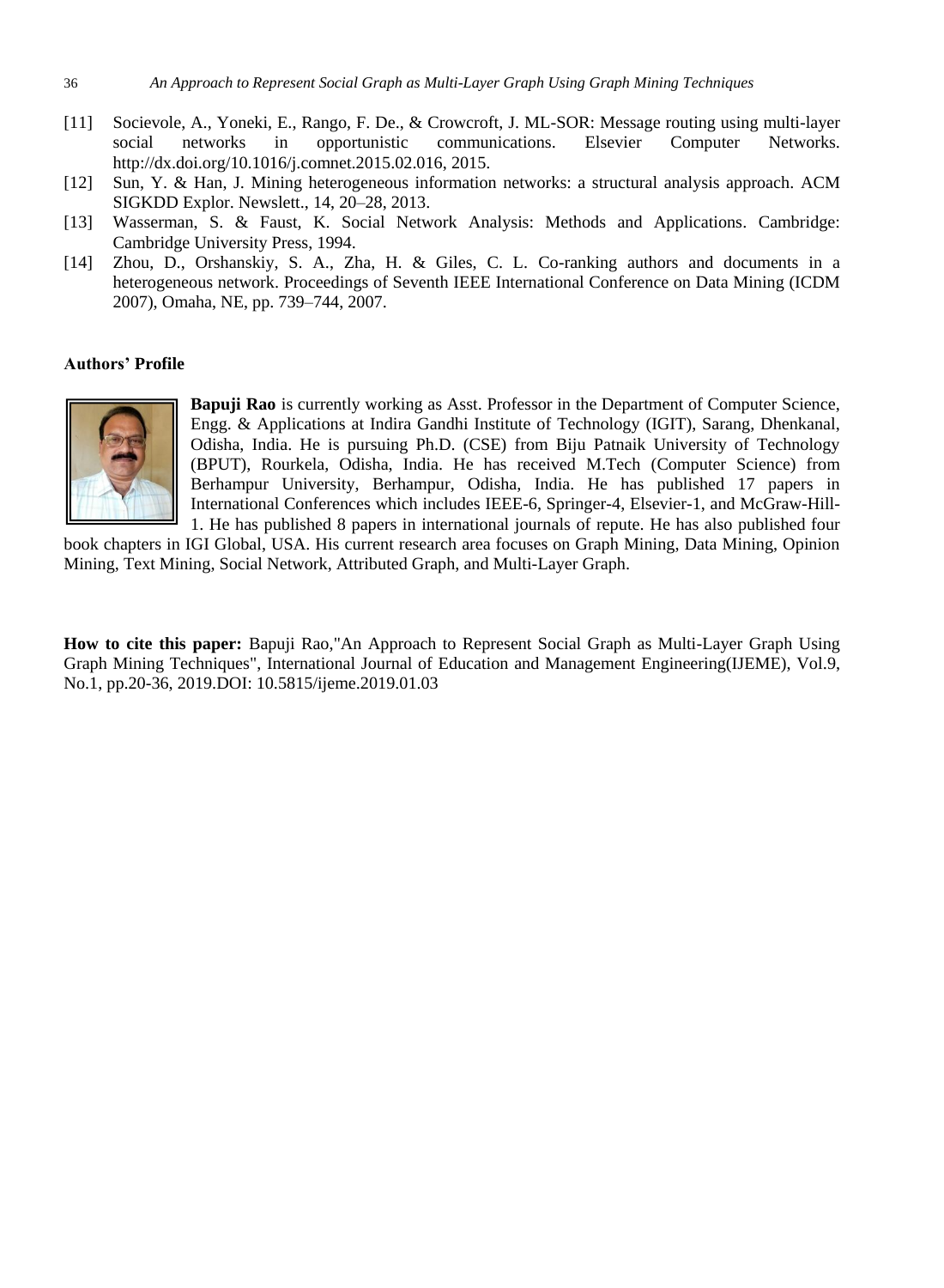[11] Socievole, A., Yoneki, E., Rango, F. De., & Crowcroft, J. ML-SOR: Message routing using multi-layer social networks in opportunistic communications. Elsevier Computer Networks. http://dx.doi.org/10.1016/j.comnet.2015.02.016, 2015.

[12] Sun, Y. & Han, J. Mining heterogeneous information networks: a structural analysis approach. ACM SIGKDD Explor. Newslett., 14, 20–28, 2013.

[13] Wasserman, S. & Faust, K. Social Network Analysis: Methods and Applications. Cambridge: Cambridge University Press, 1994.

[14] Zhou, D., Orshanskiy, S. A., Zha, H. & Giles, C. L. Co-ranking authors and documents in a heterogeneous network. Proceedings of Seventh IEEE International Conference on Data Mining (ICDM 2007), Omaha, NE, pp. 739–744, 2007.

**Authors' Profile**

**Bapuji Rao** is currently working as Asst. Professor in the Department of Computer Science, Engg. & Applications at Indira Gandhi Institute of Technology (IGIT), Sarang, Dhenkanal, Odisha, India. He is pursuing Ph.D. (CSE) from Biju Patnaik University of Technology (BPUT), Rourkela, Odisha, India. He has received M.Tech (Computer Science) from Berhampur University, Berhampur, Odisha, India. He has published 17 papers in International Conferences which includes IEEE-6, Springer-4, Elsevier-1, and McGraw-Hill-1. He has published 8 papers in international journals of repute. He has also published four book chapters in IGI Global, USA. His current research area focuses on Graph Mining, Data Mining, Opinion Mining, Text Mining, Social Network, Attributed Graph, and Multi-Layer Graph.

**How to cite this paper:** Bapuji Rao,"An Approach to Represent Social Graph as Multi-Layer Graph Using Graph Mining Techniques", International Journal of Education and Management Engineering(IJEME), Vol.9, No.1, pp.20-36, 2019.DOI: 10.5815/ijeme.2019.01.03